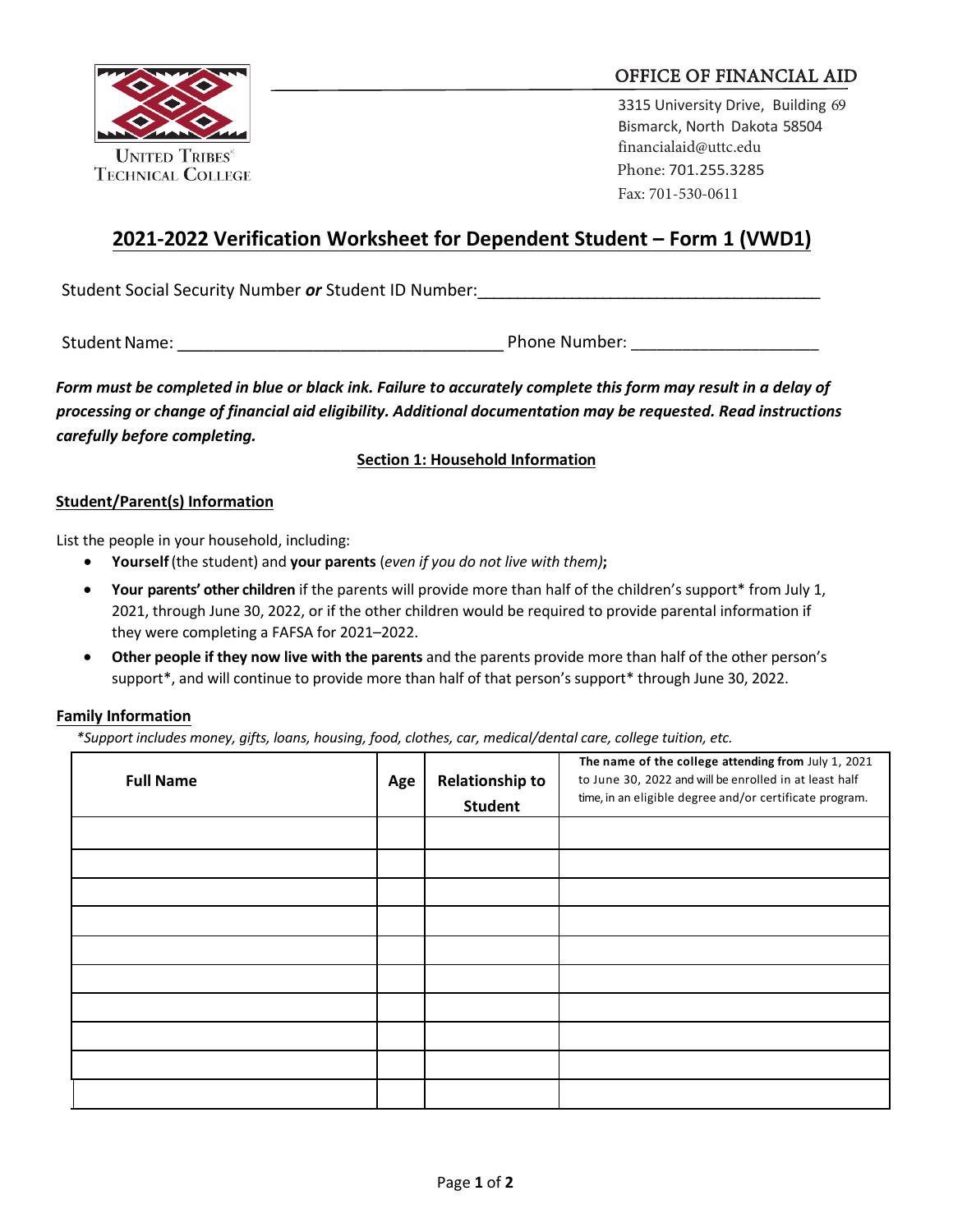United Tribes Technical College

OFFICE OF FINANCIAL AID

3315 University Drive, Building 69
Bismarck, North Dakota 58504
financialaid@uttc.edu
Phone: 701.255.3285
Fax: 701-530-0611

# 2021-2022 Verification Worksheet for Dependent Student – Form 1 (VWD1)

Student Social Security Number ***or*** Student ID Number:_____________________________________

Student Name: __________________________________ Phone Number: ___________________

***Form must be completed in blue or black ink. Failure to accurately complete this form may result in a delay of processing or change of financial aid eligibility. Additional documentation may be requested. Read instructions carefully before completing.***

## Section 1: Household Information

### Student/Parent(s) Information

List the people in your household, including:

- **Yourself** (the student) and **your parents** (*even if you do not live with them)***;**
- **Your parents' other children** if the parents will provide more than half of the children's support* from July 1, 2021, through June 30, 2022, or if the other children would be required to provide parental information if they were completing a FAFSA for 2021–2022.
- **Other people if they now live with the parents** and the parents provide more than half of the other person's support*, and will continue to provide more than half of that person's support* through June 30, 2022.

### Family Information

*\*Support includes money, gifts, loans, housing, food, clothes, car, medical/dental care, college tuition, etc.*

| Full Name | Age | Relationship to Student | **The name of the college attending from** July 1, 2021 to June 30, 2022 and will be enrolled in at least half time, in an eligible degree and/or certificate program. |
|---|---|---|---|
| | | | |
| | | | |
| | | | |
| | | | |
| | | | |
| | | | |
| | | | |
| | | | |
| | | | |
| | | | |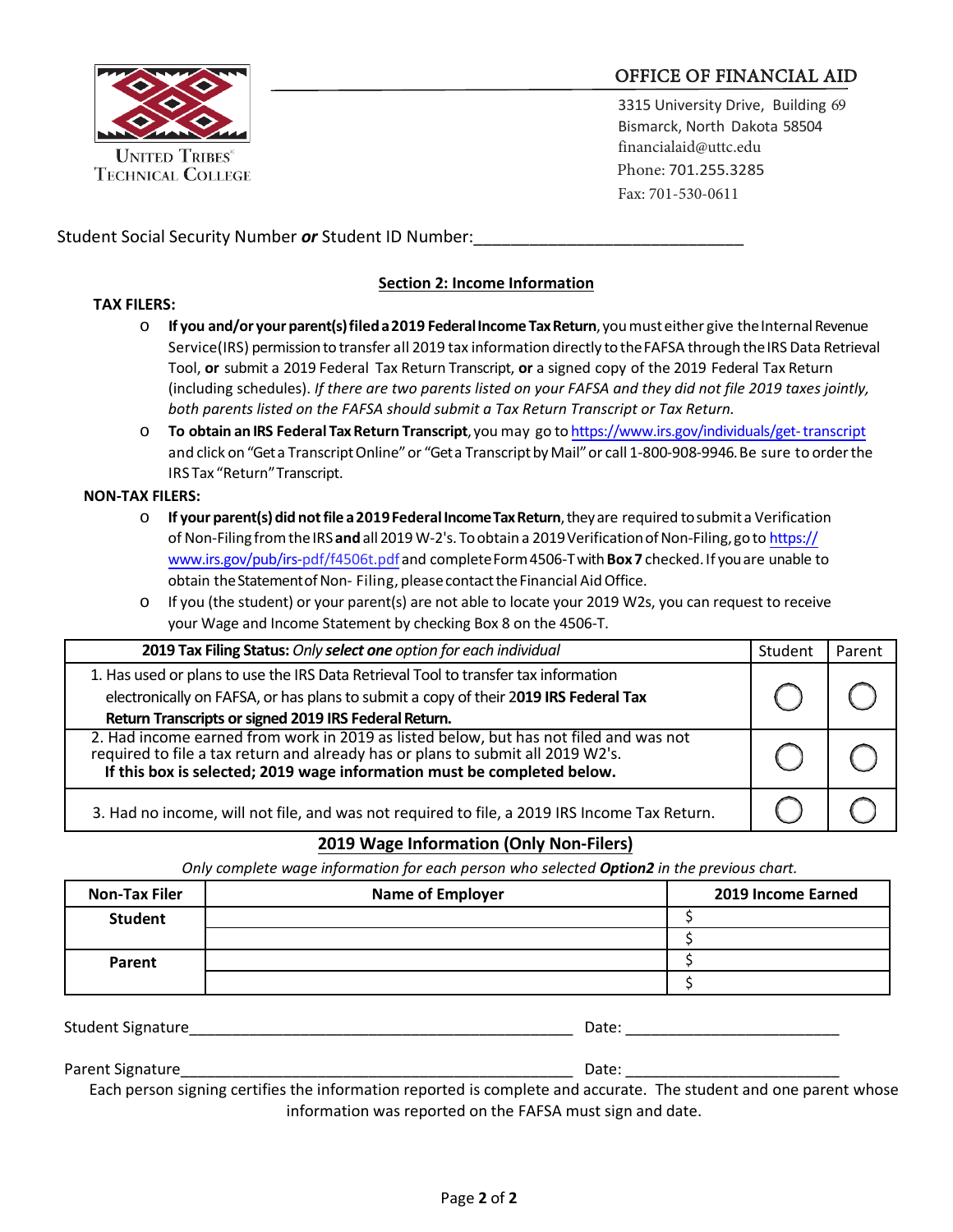United Tribes Technical College

# OFFICE OF FINANCIAL AID

3315 University Drive, Building 69
Bismarck, North Dakota 58504
financialaid@uttc.edu
Phone: 701.255.3285
Fax: 701-530-0611

Student Social Security Number ***or*** Student ID Number:_____________________________

## Section 2: Income Information

**TAX FILERS:**

- **If you and/or your parent(s) filed a 2019 Federal Income Tax Return**, you must either give the Internal Revenue Service(IRS) permission to transfer all 2019 tax information directly to the FAFSA through the IRS Data Retrieval Tool, **or** submit a 2019 Federal Tax Return Transcript, **or** a signed copy of the 2019 Federal Tax Return (including schedules). *If there are two parents listed on your FAFSA and they did not file 2019 taxes jointly, both parents listed on the FAFSA should submit a Tax Return Transcript or Tax Return.*
- **To obtain an IRS Federal Tax Return Transcript**, you may go to https://www.irs.gov/individuals/get-transcript and click on "Get a Transcript Online" or "Get a Transcript by Mail" or call 1-800-908-9946. Be sure to order the IRS Tax "Return" Transcript.

**NON-TAX FILERS:**

- **If your parent(s) did not file a 2019 Federal Income Tax Return**, they are required to submit a Verification of Non-Filing from the IRS **and** all 2019 W-2's. To obtain a 2019 Verification of Non-Filing, go to https://www.irs.gov/pub/irs-pdf/f4506t.pdf and complete Form 4506-T with **Box 7** checked. If you are unable to obtain the Statement of Non- Filing, please contact the Financial Aid Office.
- If you (the student) or your parent(s) are not able to locate your 2019 W2s, you can request to receive your Wage and Income Statement by checking Box 8 on the 4506-T.

| **2019 Tax Filing Status:** *Only **select one** option for each individual* | Student | Parent |
|---|---|---|
| 1. Has used or plans to use the IRS Data Retrieval Tool to transfer tax information electronically on FAFSA, or has plans to submit a copy of their **2019 IRS Federal Tax Return Transcripts or signed 2019 IRS Federal Return.** | ○ | ○ |
| 2. Had income earned from work in 2019 as listed below, but has not filed and was not required to file a tax return and already has or plans to submit all 2019 W2's. **If this box is selected; 2019 wage information must be completed below.** | ○ | ○ |
| 3. Had no income, will not file, and was not required to file, a 2019 IRS Income Tax Return. | ○ | ○ |

## 2019 Wage Information (Only Non-Filers)

*Only complete wage information for each person who selected **Option2** in the previous chart.*

| Non-Tax Filer | Name of Employer | 2019 Income Earned |
|---|---|---|
| **Student** | | $ |
| | | $ |
| **Parent** | | $ |
| | | $ |

Student Signature_____________________________________________ Date: ________________________

Parent Signature______________________________________________ Date: ________________________

Each person signing certifies the information reported is complete and accurate. The student and one parent whose information was reported on the FAFSA must sign and date.